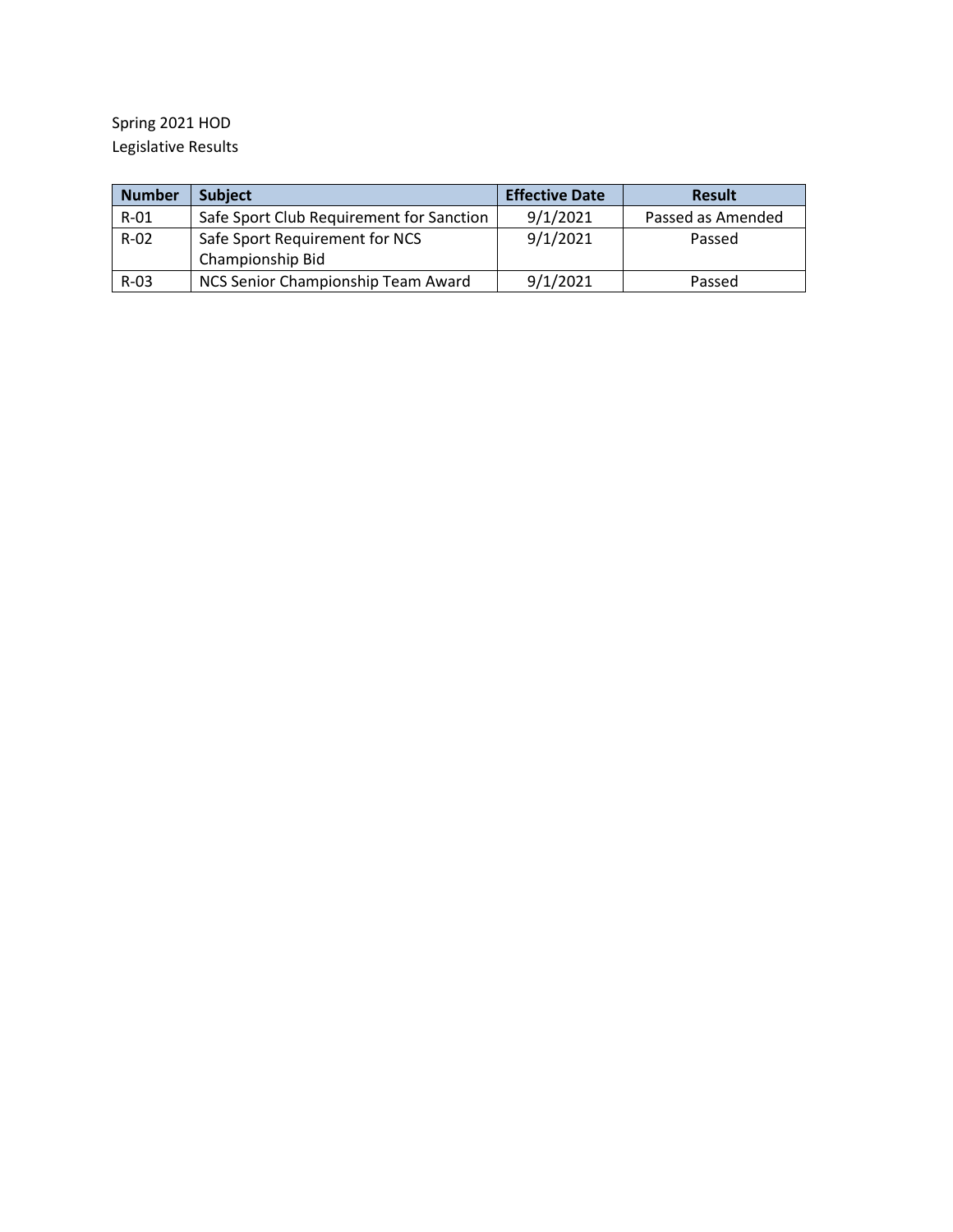Spring 2021 HOD
Legislative Results

| Number | Subject | Effective Date | Result |
|---|---|---|---|
| R-01 | Safe Sport Club Requirement for Sanction | 9/1/2021 | Passed as Amended |
| R-02 | Safe Sport Requirement for NCS Championship Bid | 9/1/2021 | Passed |
| R-03 | NCS Senior Championship Team Award | 9/1/2021 | Passed |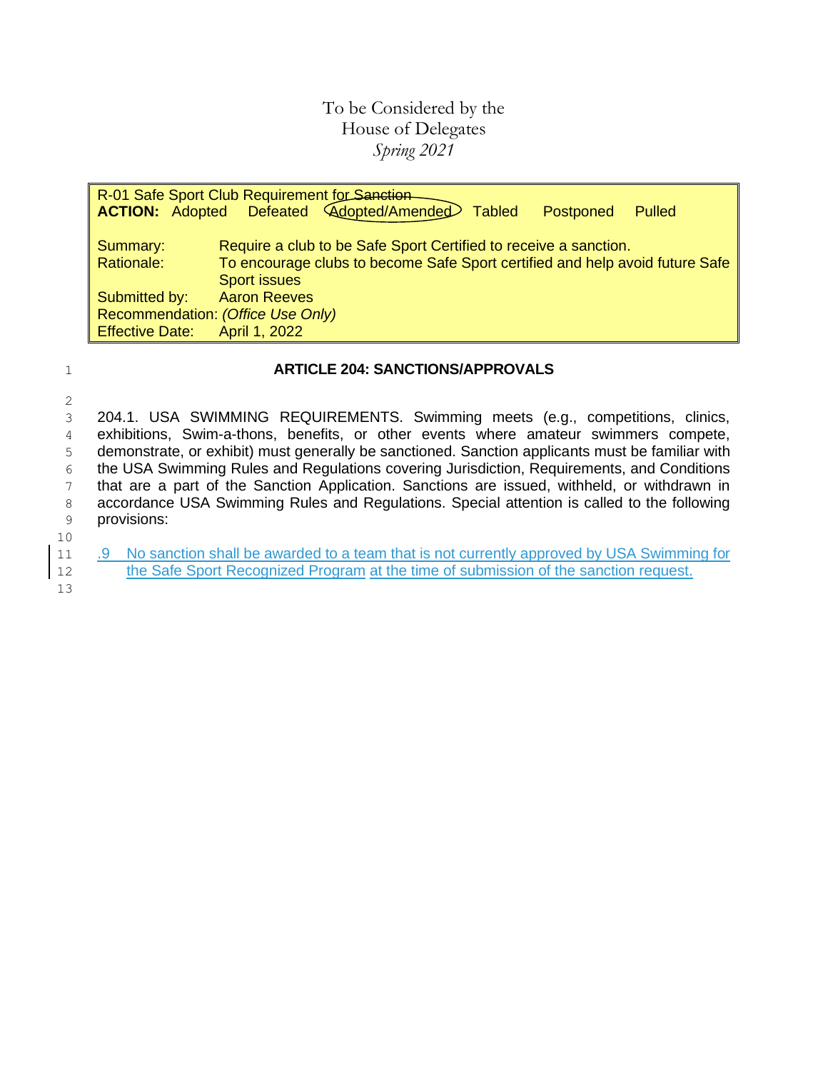To be Considered by the
House of Delegates
*Spring 2021*

| R-01 Safe Sport Club Requirement for ~~Sanction~~ | |
|---|---|
| **ACTION:** Adopted Defeated (Adopted/Amended) Tabled Postponed Pulled | |
| Summary: | Require a club to be Safe Sport Certified to receive a sanction. |
| Rationale: | To encourage clubs to become Safe Sport certified and help avoid future Safe Sport issues |
| Submitted by: | Aaron Reeves |
| Recommendation: | *(Office Use Only)* |
| Effective Date: | April 1, 2022 |

**ARTICLE 204: SANCTIONS/APPROVALS**

204.1. USA SWIMMING REQUIREMENTS. Swimming meets (e.g., competitions, clinics, exhibitions, Swim-a-thons, benefits, or other events where amateur swimmers compete, demonstrate, or exhibit) must generally be sanctioned. Sanction applicants must be familiar with the USA Swimming Rules and Regulations covering Jurisdiction, Requirements, and Conditions that are a part of the Sanction Application. Sanctions are issued, withheld, or withdrawn in accordance USA Swimming Rules and Regulations. Special attention is called to the following provisions:

<u>.9 No sanction shall be awarded to a team that is not currently approved by USA Swimming for the Safe Sport Recognized Program at the time of submission of the sanction request.</u>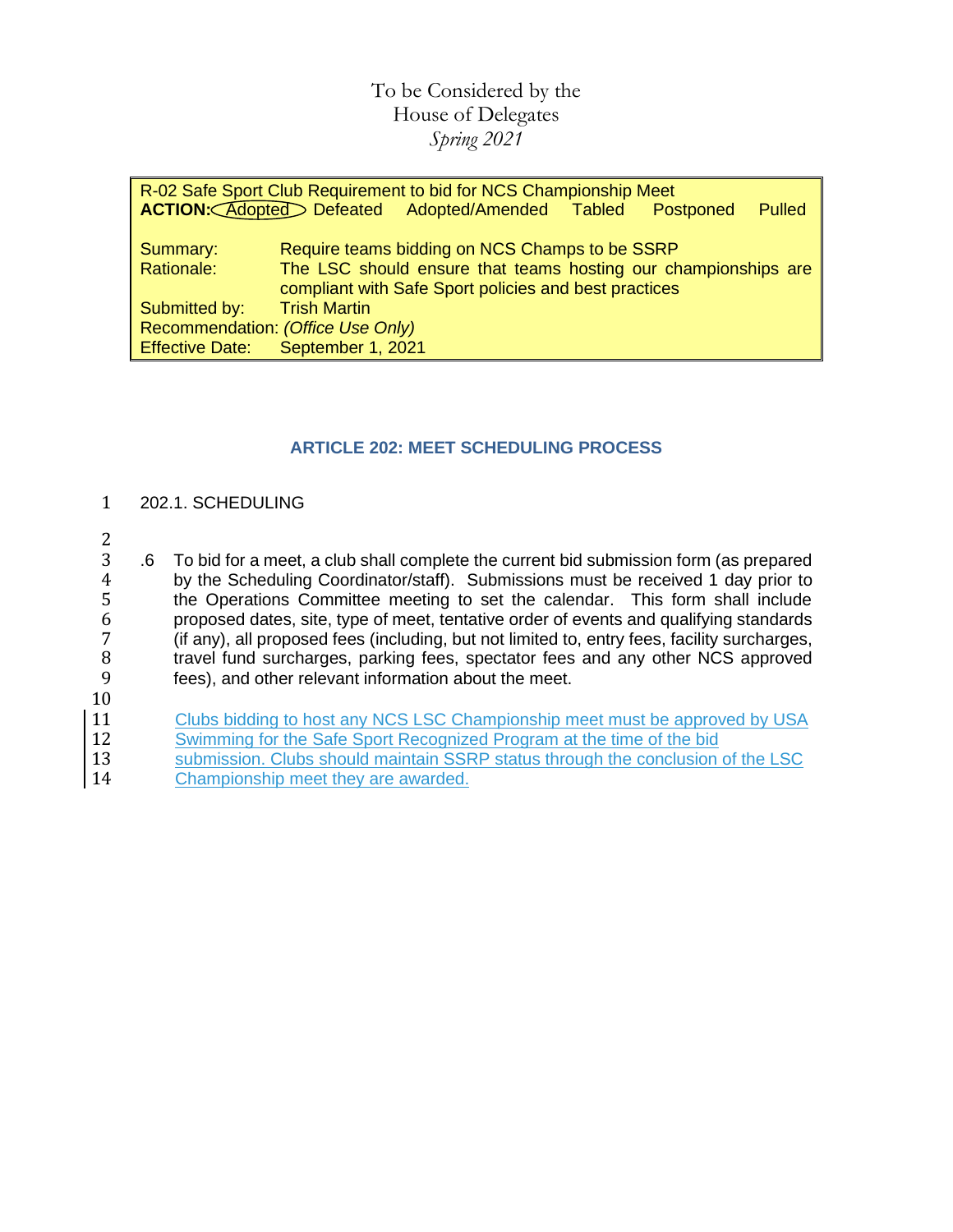To be Considered by the
House of Delegates
*Spring 2021*

R-02 Safe Sport Club Requirement to bid for NCS Championship Meet

**ACTION:** Adopted (circled) Defeated Adopted/Amended Tabled Postponed Pulled

| | |
|---|---|
| Summary: | Require teams bidding on NCS Champs to be SSRP |
| Rationale: | The LSC should ensure that teams hosting our championships are compliant with Safe Sport policies and best practices |
| Submitted by: | Trish Martin |
| Recommendation: | *(Office Use Only)* |
| Effective Date: | September 1, 2021 |

### ARTICLE 202: MEET SCHEDULING PROCESS

202.1. SCHEDULING

.6 To bid for a meet, a club shall complete the current bid submission form (as prepared by the Scheduling Coordinator/staff). Submissions must be received 1 day prior to the Operations Committee meeting to set the calendar. This form shall include proposed dates, site, type of meet, tentative order of events and qualifying standards (if any), all proposed fees (including, but not limited to, entry fees, facility surcharges, travel fund surcharges, parking fees, spectator fees and any other NCS approved fees), and other relevant information about the meet.

Clubs bidding to host any NCS LSC Championship meet must be approved by USA Swimming for the Safe Sport Recognized Program at the time of the bid submission. Clubs should maintain SSRP status through the conclusion of the LSC Championship meet they are awarded.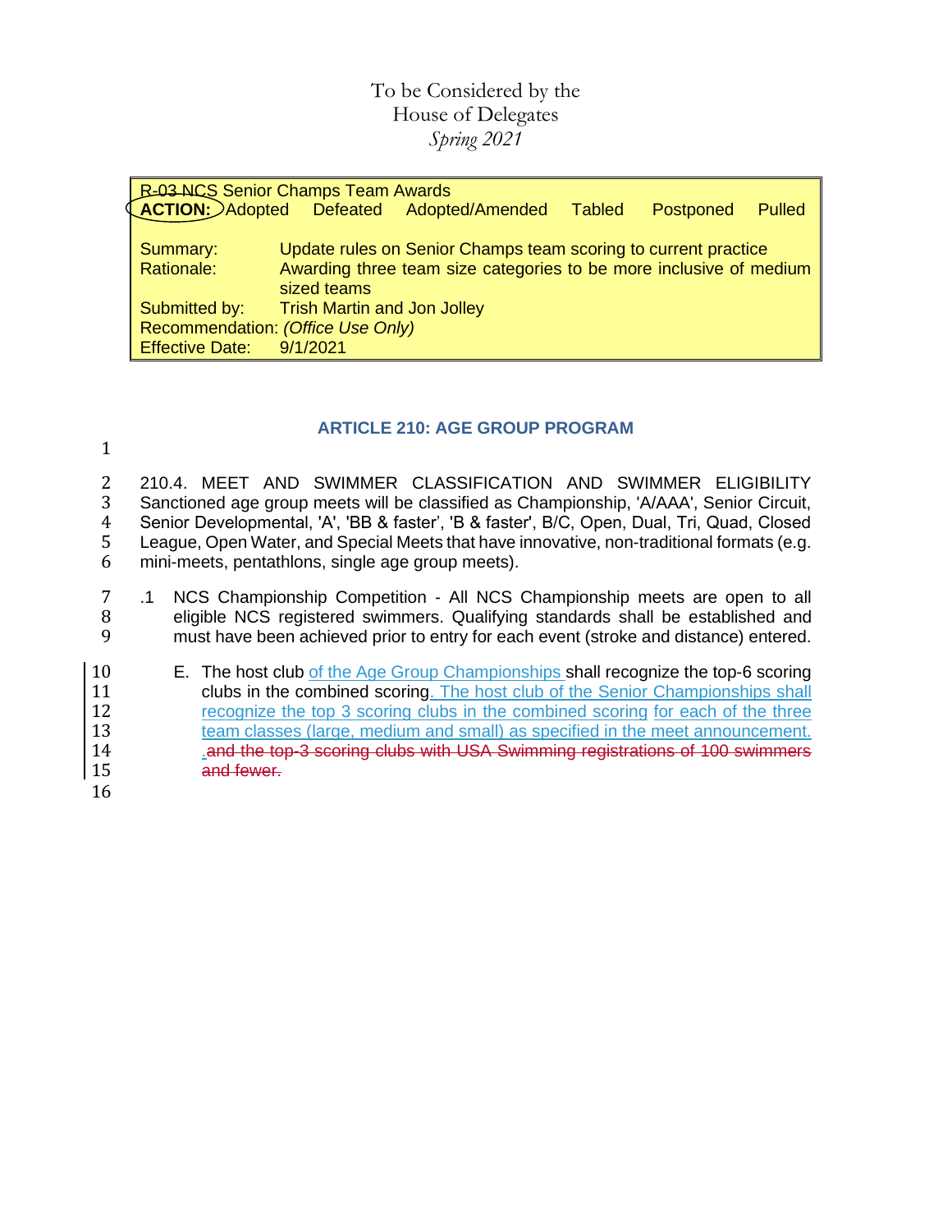To be Considered by the
House of Delegates
*Spring 2021*

| | |
|---|---|
| ~~R-03~~ NCS Senior Champs Team Awards | |
| **ACTION:** Adopted Defeated Adopted/Amended Tabled Postponed Pulled | |
| Summary: | Update rules on Senior Champs team scoring to current practice |
| Rationale: | Awarding three team size categories to be more inclusive of medium sized teams |
| Submitted by: | Trish Martin and Jon Jolley |
| Recommendation: | *(Office Use Only)* |
| Effective Date: | 9/1/2021 |

### ARTICLE 210: AGE GROUP PROGRAM

210.4. MEET AND SWIMMER CLASSIFICATION AND SWIMMER ELIGIBILITY Sanctioned age group meets will be classified as Championship, 'A/AAA', Senior Circuit, Senior Developmental, 'A', 'BB & faster', 'B & faster', B/C, Open, Dual, Tri, Quad, Closed League, Open Water, and Special Meets that have innovative, non-traditional formats (e.g. mini-meets, pentathlons, single age group meets).

.1 NCS Championship Competition - All NCS Championship meets are open to all eligible NCS registered swimmers. Qualifying standards shall be established and must have been achieved prior to entry for each event (stroke and distance) entered.

E. The host club <u>of the Age Group Championships</u> shall recognize the top-6 scoring clubs in the combined scoring<u>. The host club of the Senior Championships shall recognize the top 3 scoring clubs in the combined scoring</u> <u>for each of the three team classes (large, medium and small) as specified in the meet announcement.</u> <u>.</u>~~and the top-3 scoring clubs with USA Swimming registrations of 100 swimmers and fewer.~~